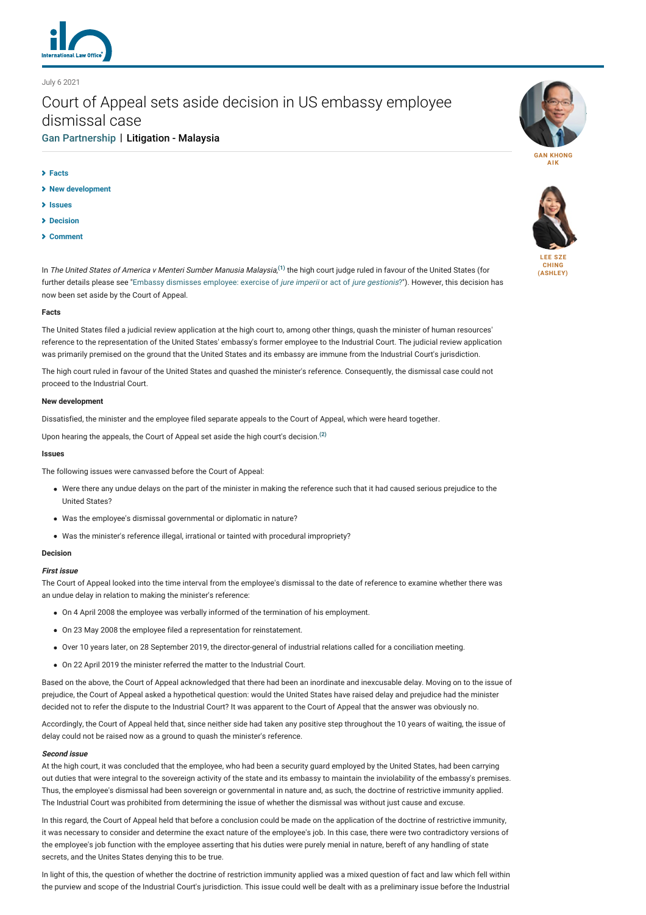July 6 2021

# Court of Appeal sets aside decision in US embassy employee dismissal case

Gan Partnership | Litigation - Malaysia

GAN KHONG AIK

LEE SZE CHING (ASHLEY)

- Facts
- New development
- Issues
- Decision
- Comment

In *The United States of America v Menteri Sumber Manusia Malaysia*,[(1)] the high court judge ruled in favour of the United States (for further details please see "Embassy dismisses employee: exercise of *jure imperii* or act of *jure gestionis*?"). However, this decision has now been set aside by the Court of Appeal.

**Facts**

The United States filed a judicial review application at the high court to, among other things, quash the minister of human resources' reference to the representation of the United States' embassy's former employee to the Industrial Court. The judicial review application was primarily premised on the ground that the United States and its embassy are immune from the Industrial Court's jurisdiction.

The high court ruled in favour of the United States and quashed the minister's reference. Consequently, the dismissal case could not proceed to the Industrial Court.

**New development**

Dissatisfied, the minister and the employee filed separate appeals to the Court of Appeal, which were heard together.

Upon hearing the appeals, the Court of Appeal set aside the high court's decision.[(2)]

**Issues**

The following issues were canvassed before the Court of Appeal:

- Were there any undue delays on the part of the minister in making the reference such that it had caused serious prejudice to the United States?
- Was the employee's dismissal governmental or diplomatic in nature?
- Was the minister's reference illegal, irrational or tainted with procedural impropriety?

**Decision**

***First issue***

The Court of Appeal looked into the time interval from the employee's dismissal to the date of reference to examine whether there was an undue delay in relation to making the minister's reference:

- On 4 April 2008 the employee was verbally informed of the termination of his employment.
- On 23 May 2008 the employee filed a representation for reinstatement.
- Over 10 years later, on 28 September 2019, the director-general of industrial relations called for a conciliation meeting.
- On 22 April 2019 the minister referred the matter to the Industrial Court.

Based on the above, the Court of Appeal acknowledged that there had been an inordinate and inexcusable delay. Moving on to the issue of prejudice, the Court of Appeal asked a hypothetical question: would the United States have raised delay and prejudice had the minister decided not to refer the dispute to the Industrial Court? It was apparent to the Court of Appeal that the answer was obviously no.

Accordingly, the Court of Appeal held that, since neither side had taken any positive step throughout the 10 years of waiting, the issue of delay could not be raised now as a ground to quash the minister's reference.

***Second issue***

At the high court, it was concluded that the employee, who had been a security guard employed by the United States, had been carrying out duties that were integral to the sovereign activity of the state and its embassy to maintain the inviolability of the embassy's premises. Thus, the employee's dismissal had been sovereign or governmental in nature and, as such, the doctrine of restrictive immunity applied. The Industrial Court was prohibited from determining the issue of whether the dismissal was without just cause and excuse.

In this regard, the Court of Appeal held that before a conclusion could be made on the application of the doctrine of restrictive immunity, it was necessary to consider and determine the exact nature of the employee's job. In this case, there were two contradictory versions of the employee's job function with the employee asserting that his duties were purely menial in nature, bereft of any handling of state secrets, and the Unites States denying this to be true.

In light of this, the question of whether the doctrine of restriction immunity applied was a mixed question of fact and law which fell within the purview and scope of the Industrial Court's jurisdiction. This issue could well be dealt with as a preliminary issue before the Industrial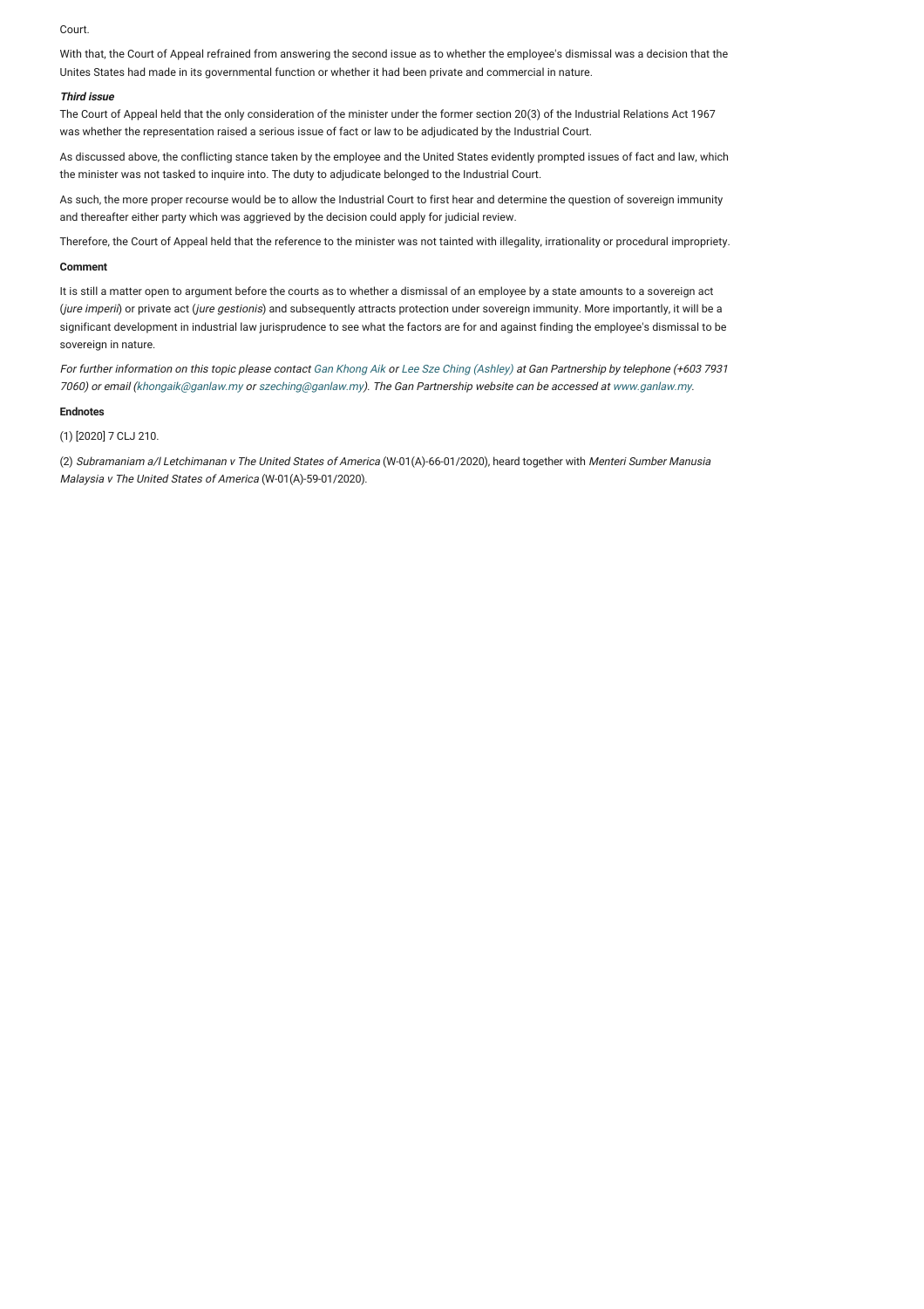Court.

With that, the Court of Appeal refrained from answering the second issue as to whether the employee's dismissal was a decision that the Unites States had made in its governmental function or whether it had been private and commercial in nature.

***Third issue***

The Court of Appeal held that the only consideration of the minister under the former section 20(3) of the Industrial Relations Act 1967 was whether the representation raised a serious issue of fact or law to be adjudicated by the Industrial Court.

As discussed above, the conflicting stance taken by the employee and the United States evidently prompted issues of fact and law, which the minister was not tasked to inquire into. The duty to adjudicate belonged to the Industrial Court.

As such, the more proper recourse would be to allow the Industrial Court to first hear and determine the question of sovereign immunity and thereafter either party which was aggrieved by the decision could apply for judicial review.

Therefore, the Court of Appeal held that the reference to the minister was not tainted with illegality, irrationality or procedural impropriety.

**Comment**

It is still a matter open to argument before the courts as to whether a dismissal of an employee by a state amounts to a sovereign act (*jure imperii*) or private act (*jure gestionis*) and subsequently attracts protection under sovereign immunity. More importantly, it will be a significant development in industrial law jurisprudence to see what the factors are for and against finding the employee's dismissal to be sovereign in nature.

*For further information on this topic please contact Gan Khong Aik or Lee Sze Ching (Ashley) at Gan Partnership by telephone (+603 7931 7060) or email (khongaik@ganlaw.my or szeching@ganlaw.my). The Gan Partnership website can be accessed at www.ganlaw.my.*

**Endnotes**

(1) [2020] 7 CLJ 210.

(2) *Subramaniam a/l Letchimanan v The United States of America* (W-01(A)-66-01/2020), heard together with *Menteri Sumber Manusia Malaysia v The United States of America* (W-01(A)-59-01/2020).